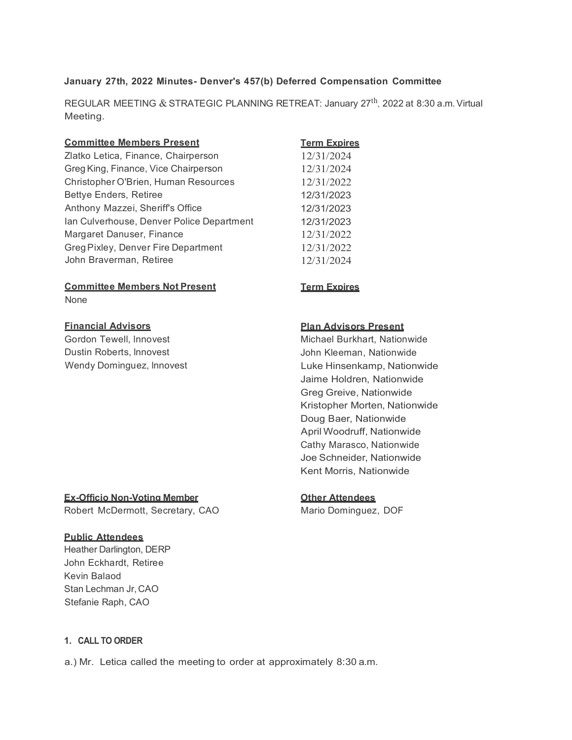**January 27th, 2022 Minutes- Denver's 457(b) Deferred Compensation Committee**

REGULAR MEETING & STRATEGIC PLANNING RETREAT: January 27th, 2022 at 8:30 a.m. Virtual Meeting.

| Committee Members Present | Term Expires |
|---|---|
| Zlatko Letica, Finance, Chairperson | 12/31/2024 |
| Greg King, Finance, Vice Chairperson | 12/31/2024 |
| Christopher O'Brien, Human Resources | 12/31/2022 |
| Bettye Enders, Retiree | 12/31/2023 |
| Anthony Mazzei, Sheriff's Office | 12/31/2023 |
| Ian Culverhouse, Denver Police Department | 12/31/2023 |
| Margaret Danuser, Finance | 12/31/2022 |
| Greg Pixley, Denver Fire Department | 12/31/2022 |
| John Braverman, Retiree | 12/31/2024 |

| Committee Members Not Present | Term Expires |
|---|---|
| None | |

**Financial Advisors**

Gordon Tewell, Innovest
Dustin Roberts, Innovest
Wendy Dominguez, Innovest

**Plan Advisors Present**

Michael Burkhart, Nationwide
John Kleeman, Nationwide
Luke Hinsenkamp, Nationwide
Jaime Holdren, Nationwide
Greg Greive, Nationwide
Kristopher Morten, Nationwide
Doug Baer, Nationwide
April Woodruff, Nationwide
Cathy Marasco, Nationwide
Joe Schneider, Nationwide
Kent Morris, Nationwide

**Ex-Officio Non-Voting Member**

Robert McDermott, Secretary, CAO

**Other Attendees**

Mario Dominguez, DOF

**Public Attendees**

Heather Darlington, DERP
John Eckhardt, Retiree
Kevin Balaod
Stan Lechman Jr, CAO
Stefanie Raph, CAO

**1. CALL TO ORDER**

a.) Mr. Letica called the meeting to order at approximately 8:30 a.m.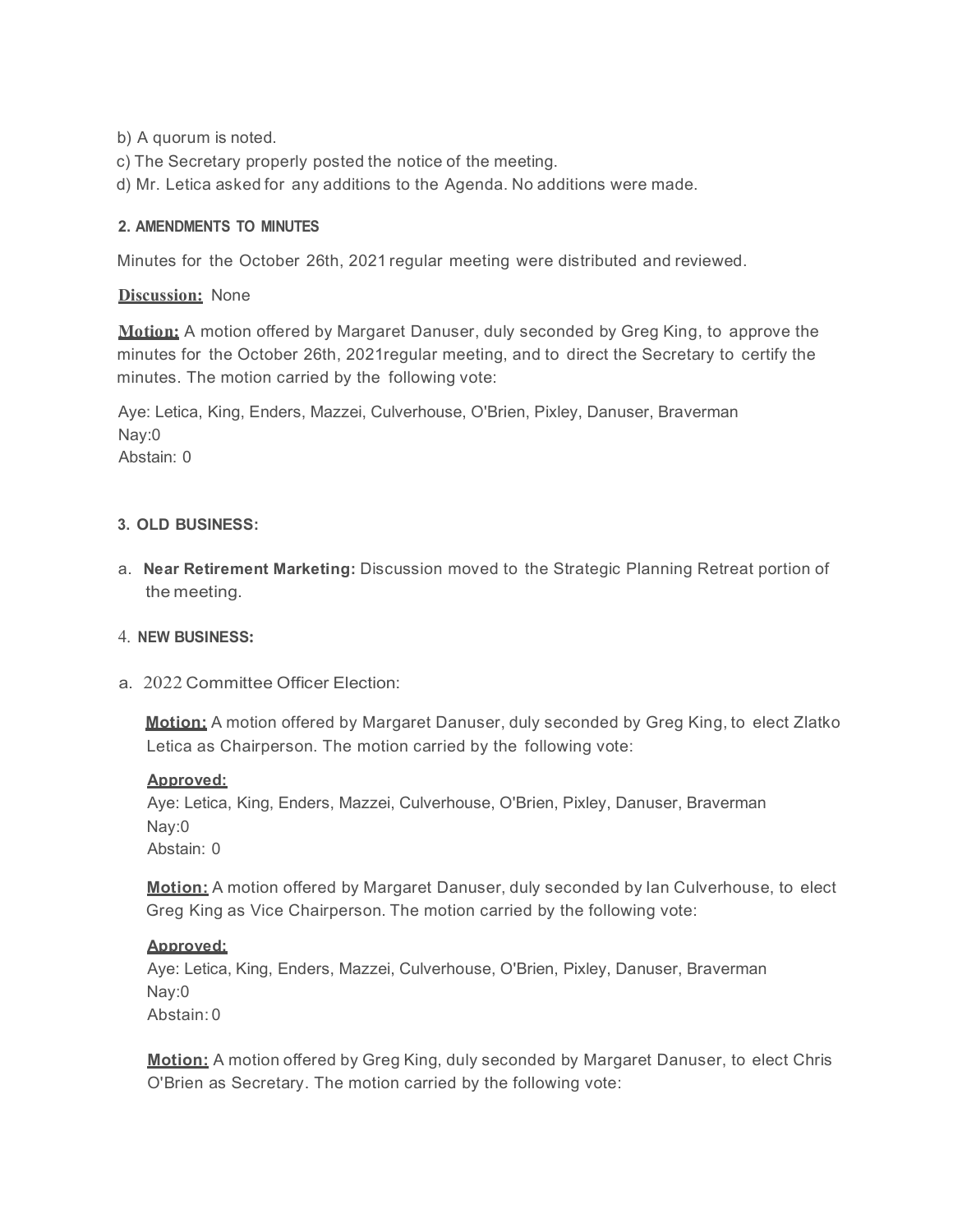b) A quorum is noted.

c) The Secretary properly posted the notice of the meeting.

d) Mr. Letica asked for any additions to the Agenda. No additions were made.

#### 2. AMENDMENTS TO MINUTES

Minutes for the October 26th, 2021 regular meeting were distributed and reviewed.

**Discussion:** None

**Motion:** A motion offered by Margaret Danuser, duly seconded by Greg King, to approve the minutes for the October 26th, 2021regular meeting, and to direct the Secretary to certify the minutes. The motion carried by the following vote:

Aye: Letica, King, Enders, Mazzei, Culverhouse, O'Brien, Pixley, Danuser, Braverman
Nay:0
Abstain: 0

#### 3. OLD BUSINESS:

a. **Near Retirement Marketing:** Discussion moved to the Strategic Planning Retreat portion of the meeting.

#### 4. NEW BUSINESS:

a. 2022 Committee Officer Election:

**Motion:** A motion offered by Margaret Danuser, duly seconded by Greg King, to elect Zlatko Letica as Chairperson. The motion carried by the following vote:

**Approved:**
Aye: Letica, King, Enders, Mazzei, Culverhouse, O'Brien, Pixley, Danuser, Braverman
Nay:0
Abstain: 0

**Motion:** A motion offered by Margaret Danuser, duly seconded by Ian Culverhouse, to elect Greg King as Vice Chairperson. The motion carried by the following vote:

**Approved:**
Aye: Letica, King, Enders, Mazzei, Culverhouse, O'Brien, Pixley, Danuser, Braverman
Nay:0
Abstain: 0

**Motion:** A motion offered by Greg King, duly seconded by Margaret Danuser, to elect Chris O'Brien as Secretary. The motion carried by the following vote: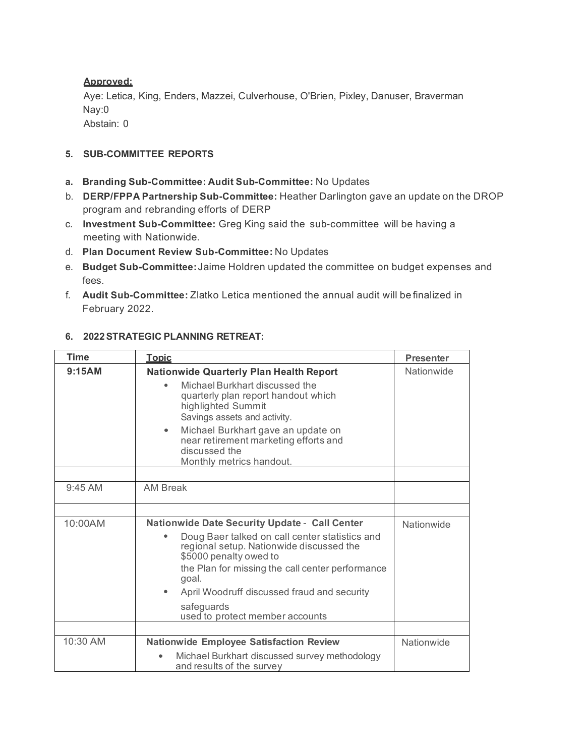**Approved:**

Aye: Letica, King, Enders, Mazzei, Culverhouse, O'Brien, Pixley, Danuser, Braverman
Nay:0
Abstain: 0

**5. SUB-COMMITTEE REPORTS**

a. **Branding Sub-Committee: Audit Sub-Committee:** No Updates
b. **DERP/FPPA Partnership Sub-Committee:** Heather Darlington gave an update on the DROP program and rebranding efforts of DERP
c. **Investment Sub-Committee:** Greg King said the sub-committee will be having a meeting with Nationwide.
d. **Plan Document Review Sub-Committee:** No Updates
e. **Budget Sub-Committee:** Jaime Holdren updated the committee on budget expenses and fees.
f. **Audit Sub-Committee:** Zlatko Letica mentioned the annual audit will be finalized in February 2022.

**6. 2022 STRATEGIC PLANNING RETREAT:**

| Time | Topic | Presenter |
|---|---|---|
| **9:15AM** | **Nationwide Quarterly Plan Health Report**<br>• Michael Burkhart discussed the quarterly plan report handout which highlighted Summit Savings assets and activity.<br>• Michael Burkhart gave an update on near retirement marketing efforts and discussed the Monthly metrics handout. | Nationwide |
| | | |
| 9:45 AM | AM Break | |
| | | |
| 10:00AM | **Nationwide Date Security Update - Call Center**<br>• Doug Baer talked on call center statistics and regional setup. Nationwide discussed the $5000 penalty owed to the Plan for missing the call center performance goal.<br>• April Woodruff discussed fraud and security safeguards used to protect member accounts | Nationwide |
| | | |
| 10:30 AM | **Nationwide Employee Satisfaction Review**<br>• Michael Burkhart discussed survey methodology and results of the survey | Nationwide |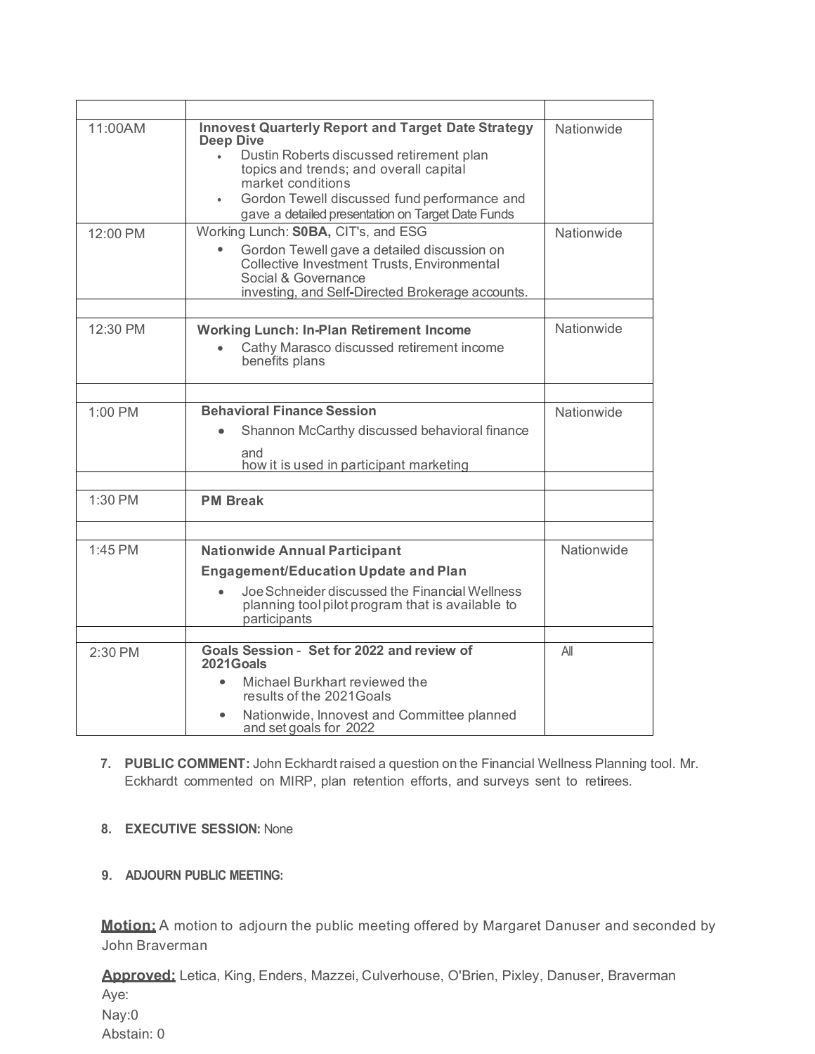| | | |
|---|---|---|
| 11:00AM | **Innovest Quarterly Report and Target Date Strategy Deep Dive**<br>• Dustin Roberts discussed retirement plan topics and trends; and overall capital market conditions<br>• Gordon Tewell discussed fund performance and gave a detailed presentation on Target Date Funds | Nationwide |
| 12:00 PM | Working Lunch: **S0BA,** CIT's, and ESG<br>• Gordon Tewell gave a detailed discussion on Collective Investment Trusts, Environmental Social & Governance investing, and Self-Directed Brokerage accounts. | Nationwide |
| | | |
| 12:30 PM | **Working Lunch: In-Plan Retirement Income**<br>• Cathy Marasco discussed retirement income benefits plans | Nationwide |
| | | |
| 1:00 PM | **Behavioral Finance Session**<br>• Shannon McCarthy discussed behavioral finance and how it is used in participant marketing | Nationwide |
| | | |
| 1:30 PM | **PM Break** | |
| | | |
| 1:45 PM | **Nationwide Annual Participant Engagement/Education Update and Plan**<br>• Joe Schneider discussed the Financial Wellness planning tool pilot program that is available to participants | Nationwide |
| | | |
| 2:30 PM | **Goals Session - Set for 2022 and review of 2021Goals**<br>• Michael Burkhart reviewed the results of the 2021Goals<br>• Nationwide, Innovest and Committee planned and set goals for 2022 | All |

7. **PUBLIC COMMENT:** John Eckhardt raised a question on the Financial Wellness Planning tool. Mr. Eckhardt commented on MIRP, plan retention efforts, and surveys sent to retirees.

8. **EXECUTIVE SESSION:** None

9. **ADJOURN PUBLIC MEETING:**

**Motion:** A motion to adjourn the public meeting offered by Margaret Danuser and seconded by John Braverman

**Approved:** Letica, King, Enders, Mazzei, Culverhouse, O'Brien, Pixley, Danuser, Braverman
Aye:
Nay:0
Abstain: 0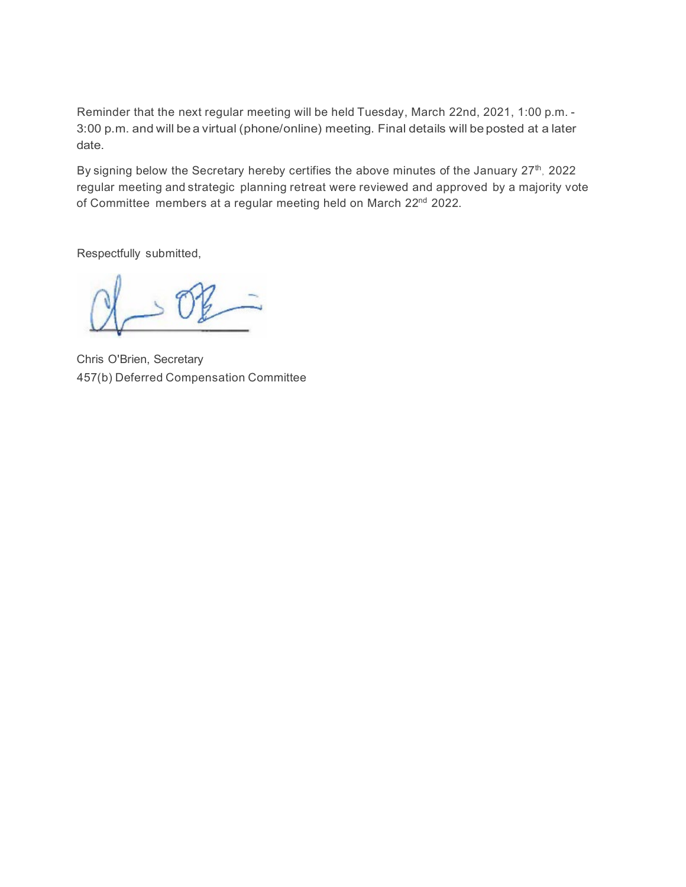Reminder that the next regular meeting will be held Tuesday, March 22nd, 2021, 1:00 p.m. - 3:00 p.m. and will be a virtual (phone/online) meeting. Final details will be posted at a later date.

By signing below the Secretary hereby certifies the above minutes of the January 27th, 2022 regular meeting and strategic planning retreat were reviewed and approved by a majority vote of Committee members at a regular meeting held on March 22nd 2022.

Respectfully submitted,

Chris O'Brien, Secretary
457(b) Deferred Compensation Committee